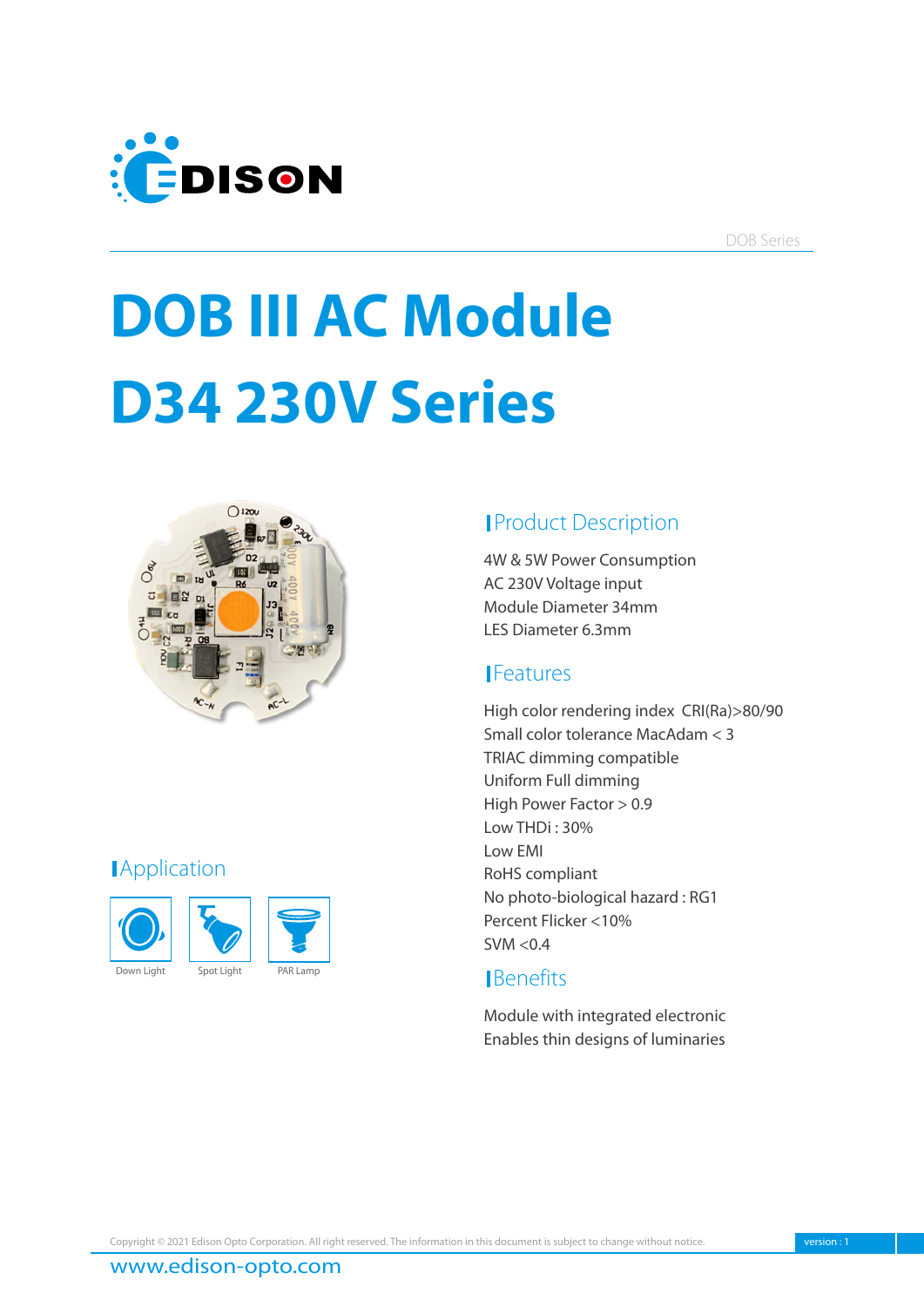DOB Series

# DOB III AC Module
# D34 230V Series

## Product Description

4W & 5W Power Consumption
AC 230V Voltage input
Module Diameter 34mm
LES Diameter 6.3mm

## Features

High color rendering index CRI(Ra)>80/90
Small color tolerance MacAdam < 3
TRIAC dimming compatible
Uniform Full dimming
High Power Factor > 0.9
Low THDi : 30%
Low EMI
RoHS compliant
No photo-biological hazard : RG1
Percent Flicker <10%
SVM <0.4

## Application

Down Light
Spot Light
PAR Lamp

## Benefits

Module with integrated electronic
Enables thin designs of luminaries

Copyright © 2021 Edison Opto Corporation. All right reserved. The information in this document is subject to change without notice.

version : 1

www.edison-opto.com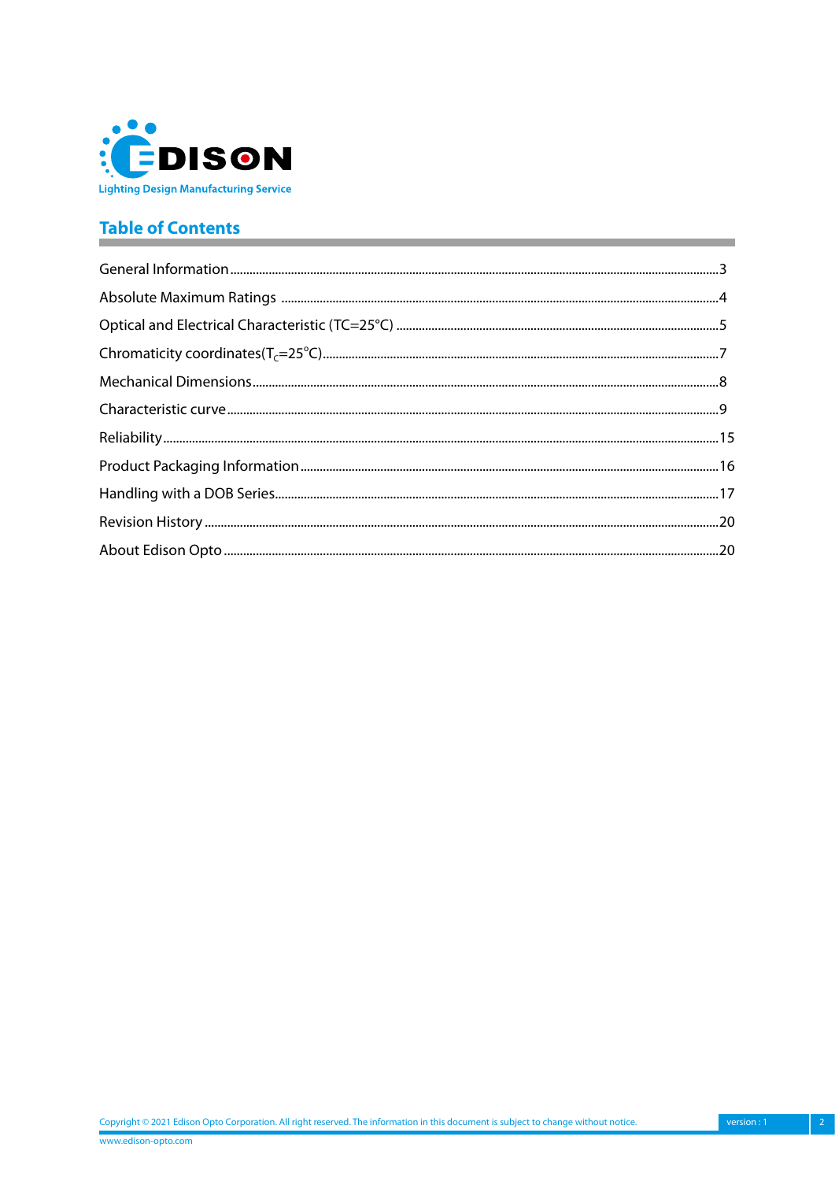## Table of Contents

| | |
|---|---|
| General Information | 3 |
| Absolute Maximum Ratings | 4 |
| Optical and Electrical Characteristic (TC=25°C) | 5 |
| Chromaticity coordinates($T_C$=25°C) | 7 |
| Mechanical Dimensions | 8 |
| Characteristic curve | 9 |
| Reliability | 15 |
| Product Packaging Information | 16 |
| Handling with a DOB Series | 17 |
| Revision History | 20 |
| About Edison Opto | 20 |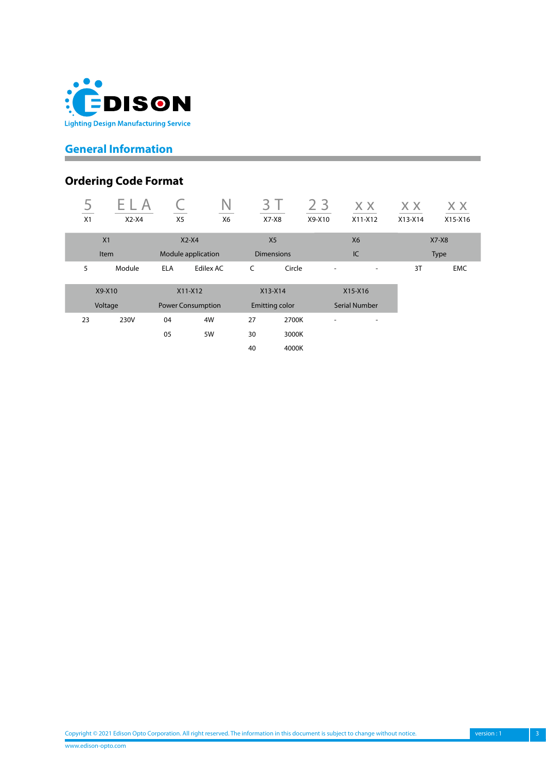## General Information

### Ordering Code Format

| 5 | ELA | C | N | 3T | 23 | xx | xx | xx |
|---|---|---|---|---|---|---|---|---|
| X1 | X2-X4 | X5 | X6 | X7-X8 | X9-X10 | X11-X12 | X13-X14 | X15-X16 |

| X1 | | X2-X4 | | X5 | | X6 | | X7-X8 | |
|---|---|---|---|---|---|---|---|---|---|
| Item | | Module application | | Dimensions | | IC | | Type | |
| 5 | Module | ELA | Edilex AC | C | Circle | - | - | 3T | EMC |

| X9-X10 | | X11-X12 | | X13-X14 | | X15-X16 | |
|---|---|---|---|---|---|---|---|
| Voltage | | Power Consumption | | Emitting color | | Serial Number | |
| 23 | 230V | 04 | 4W | 27 | 2700K | - | - |
| | | 05 | 5W | 30 | 3000K | | |
| | | | | 40 | 4000K | | |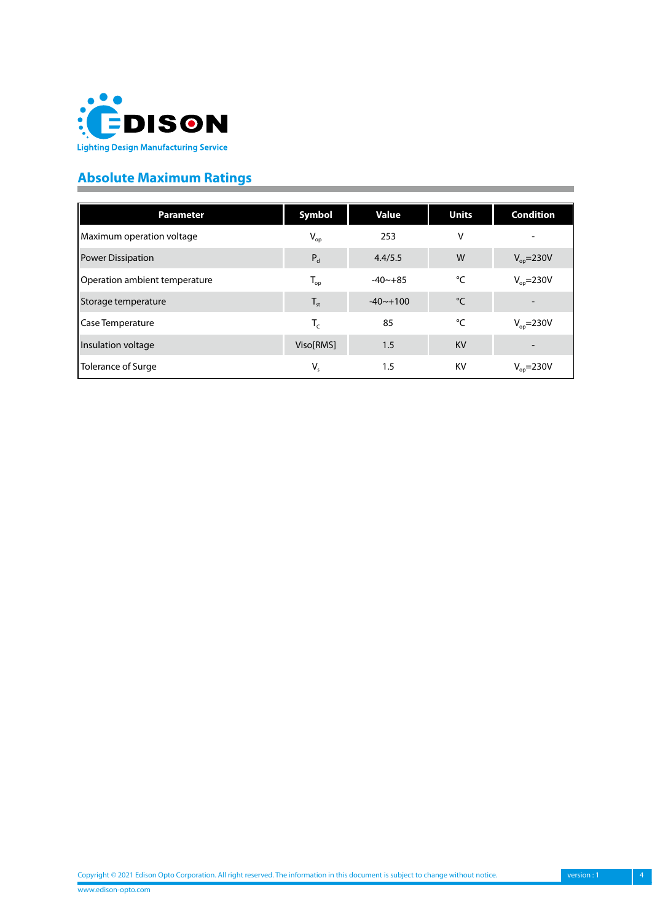## Absolute Maximum Ratings

| Parameter | Symbol | Value | Units | Condition |
|---|---|---|---|---|
| Maximum operation voltage | $V_{op}$ | 253 | V | - |
| Power Dissipation | $P_d$ | 4.4/5.5 | W | $V_{op}$=230V |
| Operation ambient temperature | $T_{op}$ | -40~+85 | °C | $V_{op}$=230V |
| Storage temperature | $T_{st}$ | -40~+100 | °C | - |
| Case Temperature | $T_C$ | 85 | °C | $V_{op}$=230V |
| Insulation voltage | Viso[RMS] | 1.5 | KV | - |
| Tolerance of Surge | $V_s$ | 1.5 | KV | $V_{op}$=230V |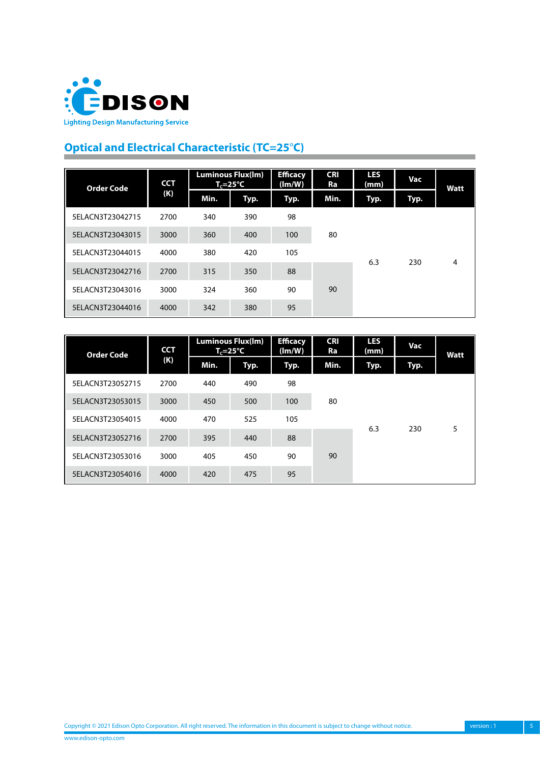## Optical and Electrical Characteristic (TC=25°C)

| Order Code | CCT (K) | Luminous Flux(lm) $T_c$=25°C | | Efficacy (lm/W) | CRI Ra | LES (mm) | Vac | Watt |
|---|---|---|---|---|---|---|---|---|
| | | Min. | Typ. | Typ. | Min. | Typ. | Typ. | |
| 5ELACN3T23042715 | 2700 | 340 | 390 | 98 | 80 | 6.3 | 230 | 4 |
| 5ELACN3T23043015 | 3000 | 360 | 400 | 100 | | | | |
| 5ELACN3T23044015 | 4000 | 380 | 420 | 105 | | | | |
| 5ELACN3T23042716 | 2700 | 315 | 350 | 88 | 90 | | | |
| 5ELACN3T23043016 | 3000 | 324 | 360 | 90 | | | | |
| 5ELACN3T23044016 | 4000 | 342 | 380 | 95 | | | | |

| Order Code | CCT (K) | Luminous Flux(lm) $T_c$=25°C | | Efficacy (lm/W) | CRI Ra | LES (mm) | Vac | Watt |
|---|---|---|---|---|---|---|---|---|
| | | Min. | Typ. | Typ. | Min. | Typ. | Typ. | |
| 5ELACN3T23052715 | 2700 | 440 | 490 | 98 | 80 | 6.3 | 230 | 5 |
| 5ELACN3T23053015 | 3000 | 450 | 500 | 100 | | | | |
| 5ELACN3T23054015 | 4000 | 470 | 525 | 105 | | | | |
| 5ELACN3T23052716 | 2700 | 395 | 440 | 88 | 90 | | | |
| 5ELACN3T23053016 | 3000 | 405 | 450 | 90 | | | | |
| 5ELACN3T23054016 | 4000 | 420 | 475 | 95 | | | | |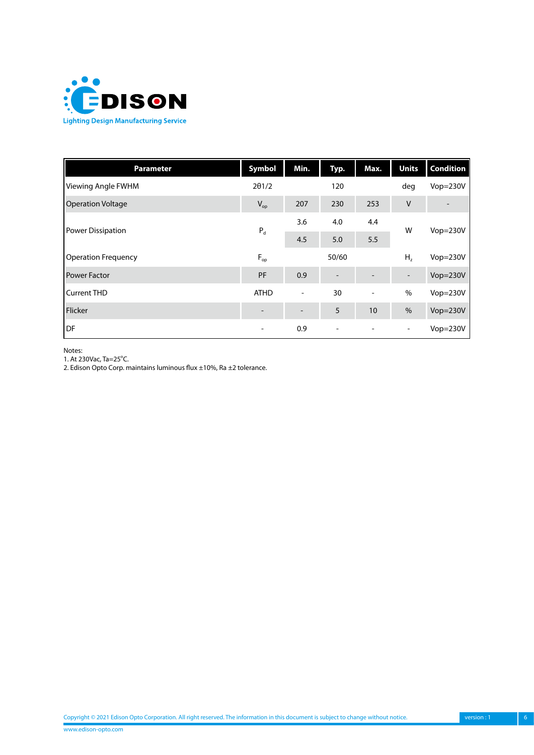| Parameter | Symbol | Min. | Typ. | Max. | Units | Condition |
|---|---|---|---|---|---|---|
| Viewing Angle FWHM | 2θ1/2 | | 120 | | deg | Vop=230V |
| Operation Voltage | $V_{op}$ | 207 | 230 | 253 | V | - |
| Power Dissipation | $P_d$ | 3.6 | 4.0 | 4.4 | W | Vop=230V |
| | | 4.5 | 5.0 | 5.5 | | |
| Operation Frequency | $F_{op}$ | | 50/60 | | $H_z$ | Vop=230V |
| Power Factor | PF | 0.9 | - | - | - | Vop=230V |
| Current THD | ATHD | - | 30 | - | % | Vop=230V |
| Flicker | - | - | 5 | 10 | % | Vop=230V |
| DF | - | 0.9 | - | - | - | Vop=230V |

Notes:
1. At 230Vac, Ta=25°C.
2. Edison Opto Corp. maintains luminous flux ±10%, Ra ±2 tolerance.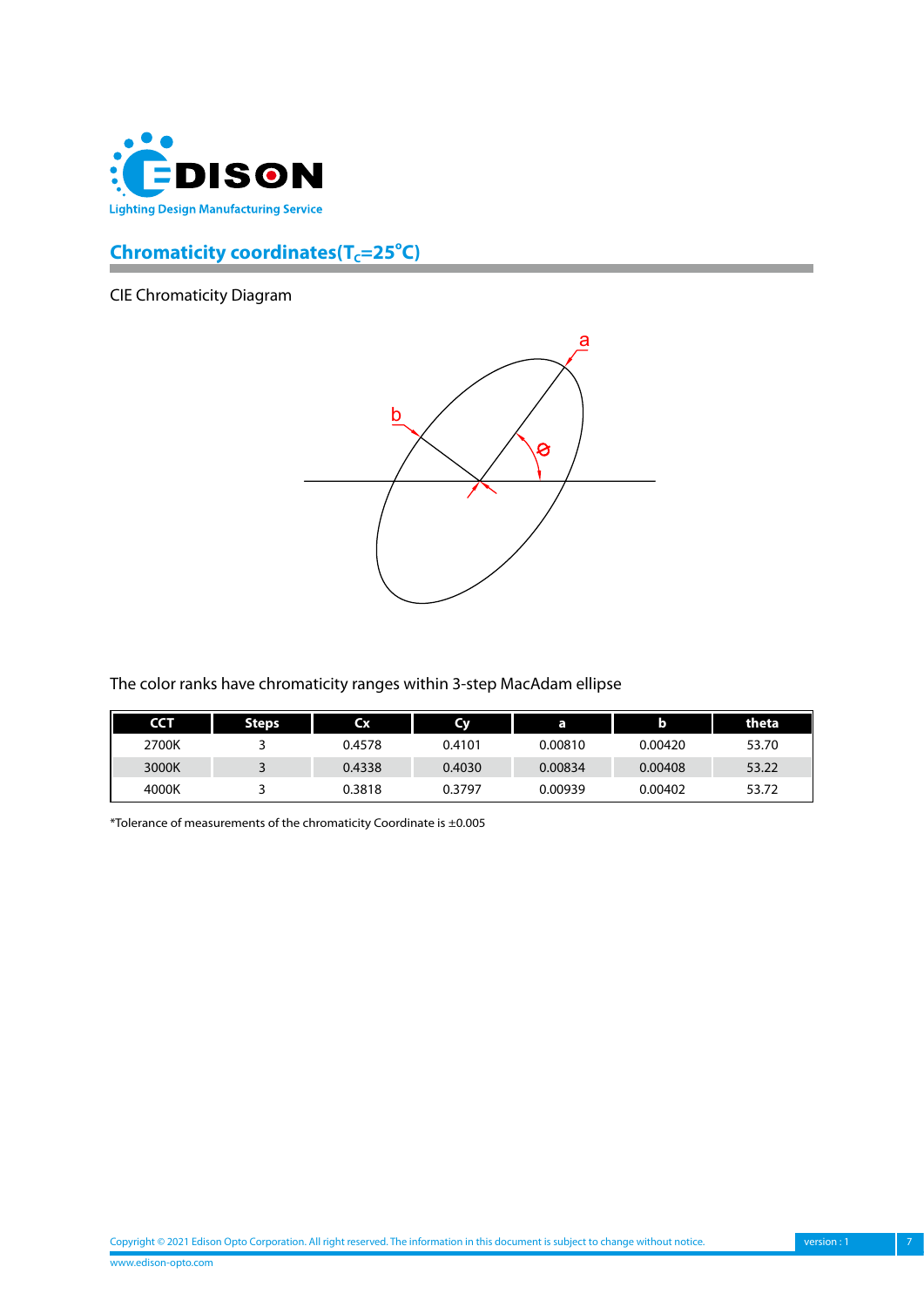## Chromaticity coordinates($T_c$=25°C)

CIE Chromaticity Diagram

The color ranks have chromaticity ranges within 3-step MacAdam ellipse

| CCT | Steps | Cx | Cy | a | b | theta |
|---|---|---|---|---|---|---|
| 2700K | 3 | 0.4578 | 0.4101 | 0.00810 | 0.00420 | 53.70 |
| 3000K | 3 | 0.4338 | 0.4030 | 0.00834 | 0.00408 | 53.22 |
| 4000K | 3 | 0.3818 | 0.3797 | 0.00939 | 0.00402 | 53.72 |

*Tolerance of measurements of the chromaticity Coordinate is ±0.005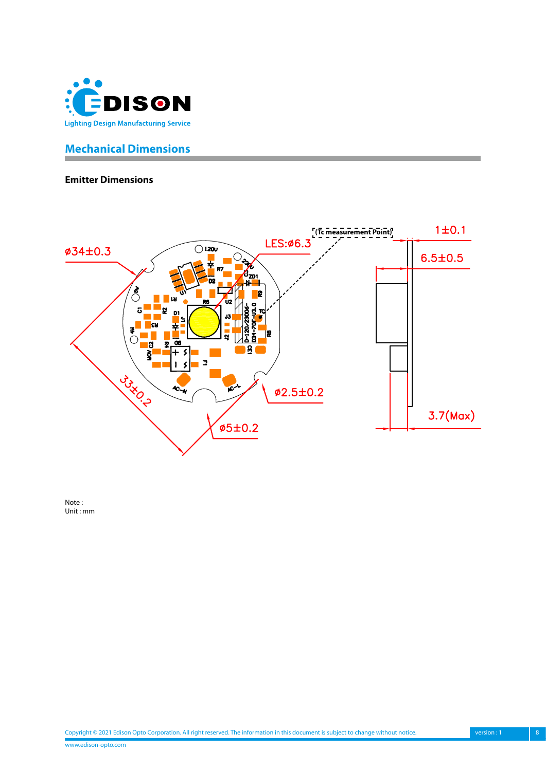## Mechanical Dimensions

### Emitter Dimensions

Note :
Unit : mm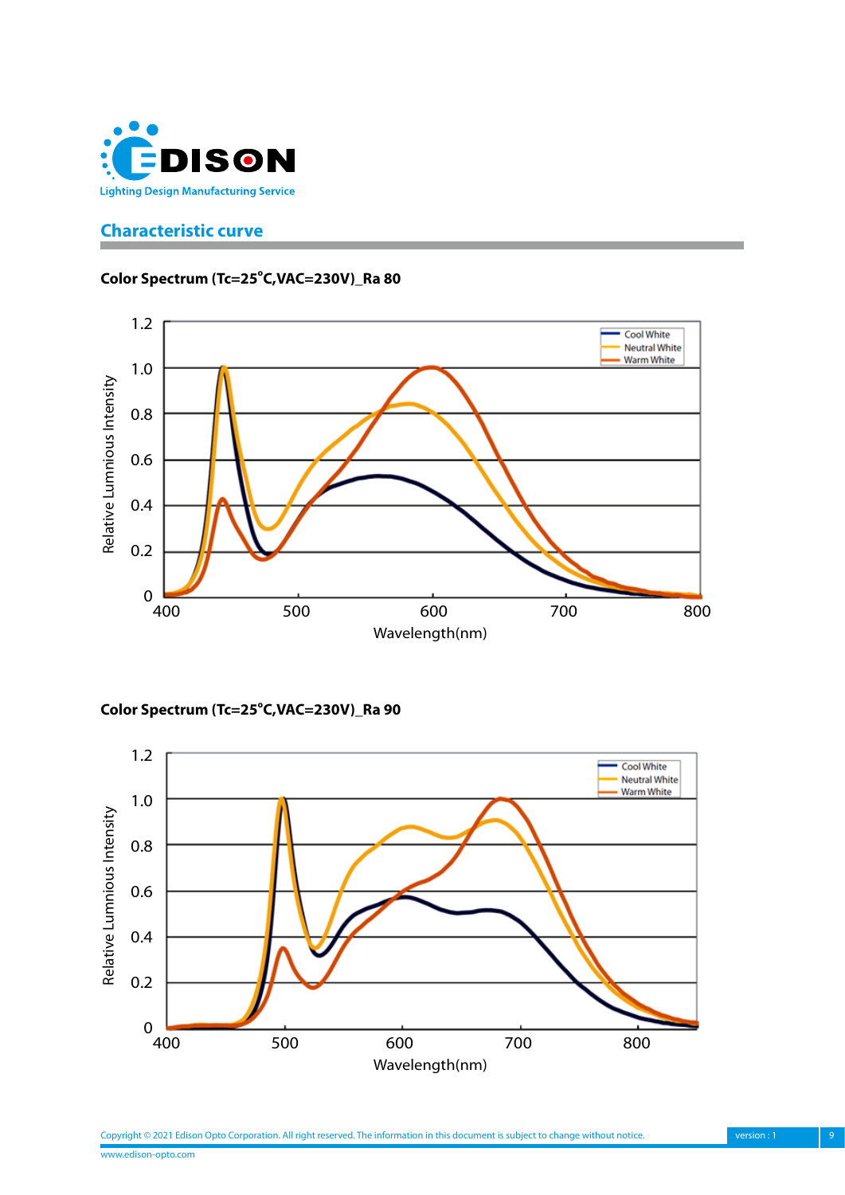## Characteristic curve

**Color Spectrum (Tc=25°C,VAC=230V)_Ra 80**

**Color Spectrum (Tc=25°C,VAC=230V)_Ra 90**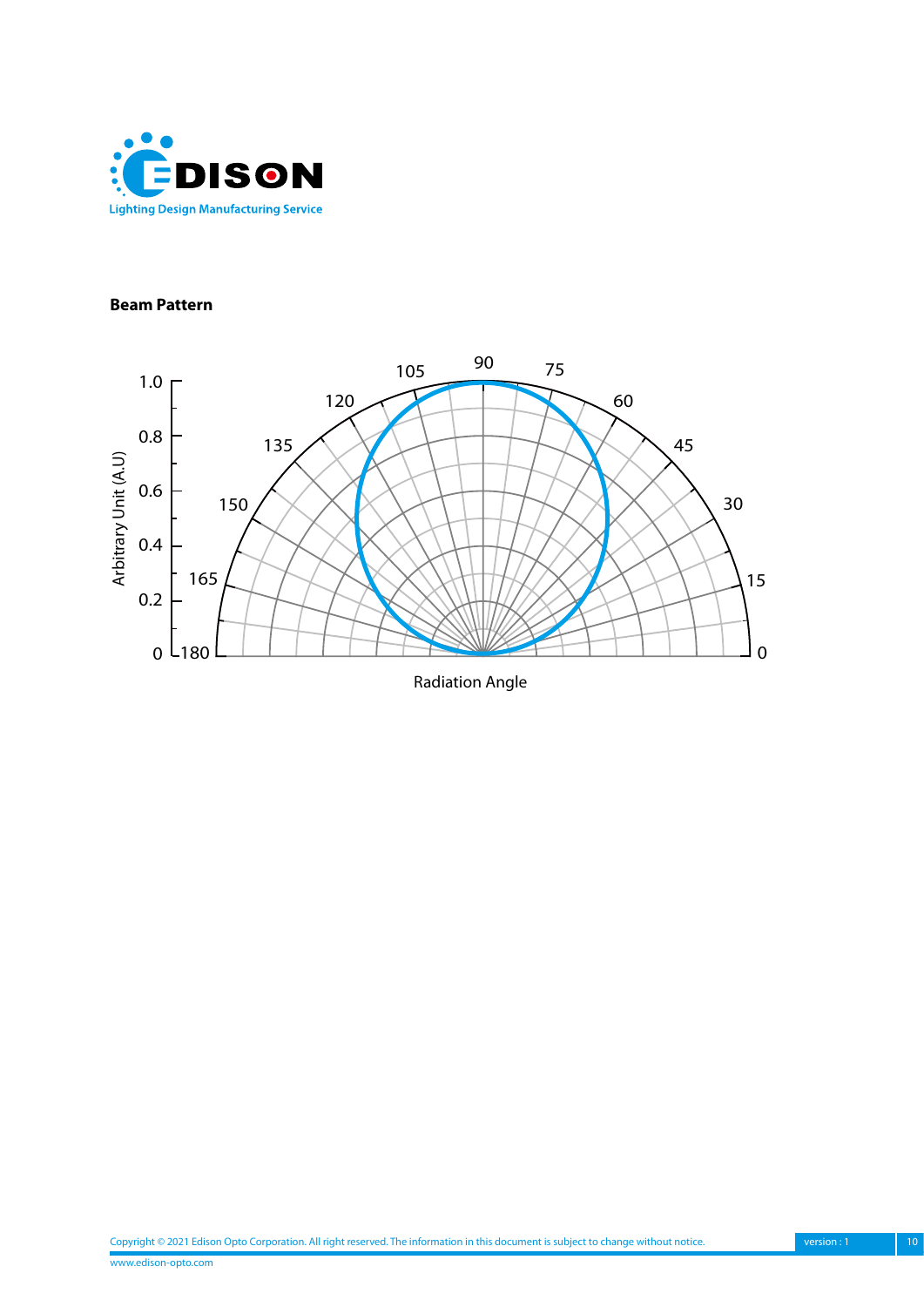**Beam Pattern**

Arbitrary Unit (A.U)

1.0
0.8
0.6
0.4
0.2
0

180 165 150 135 120 105 90 75 60 45 30 15 0

Radiation Angle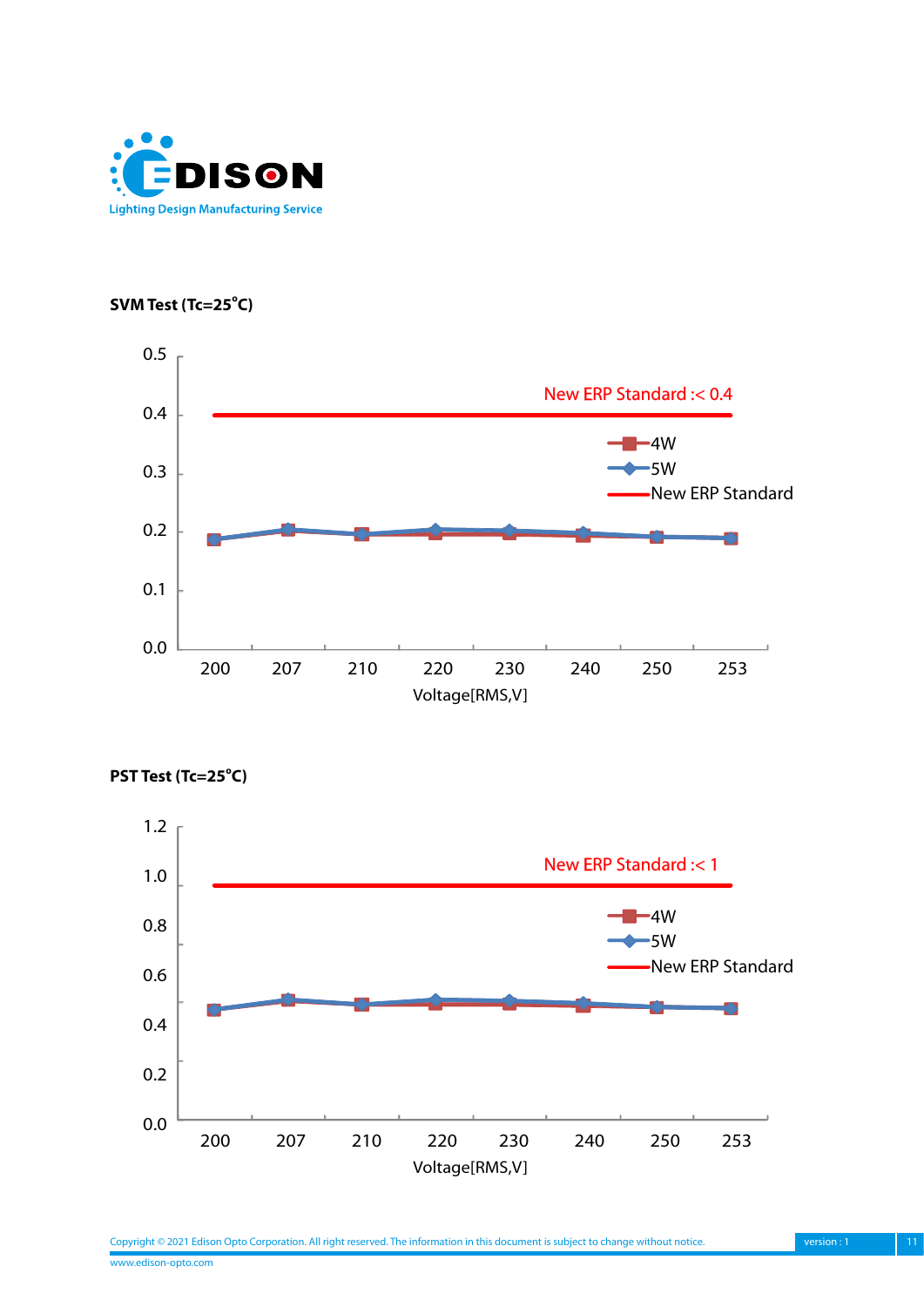**SVM Test (Tc=25°C)**

**PST Test (Tc=25°C)**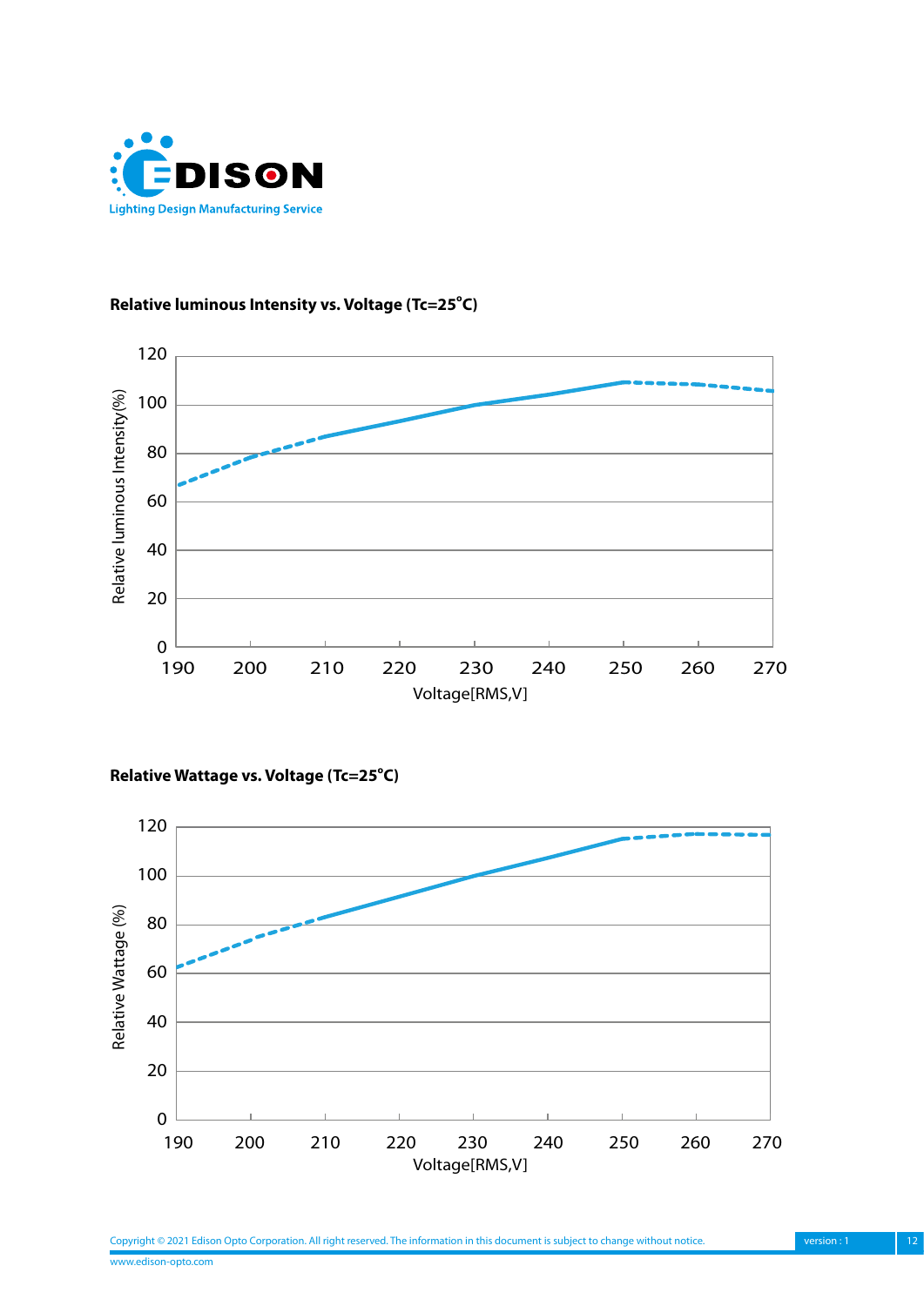**Relative luminous Intensity vs. Voltage (Tc=25°C)**

**Relative Wattage vs. Voltage (Tc=25°C)**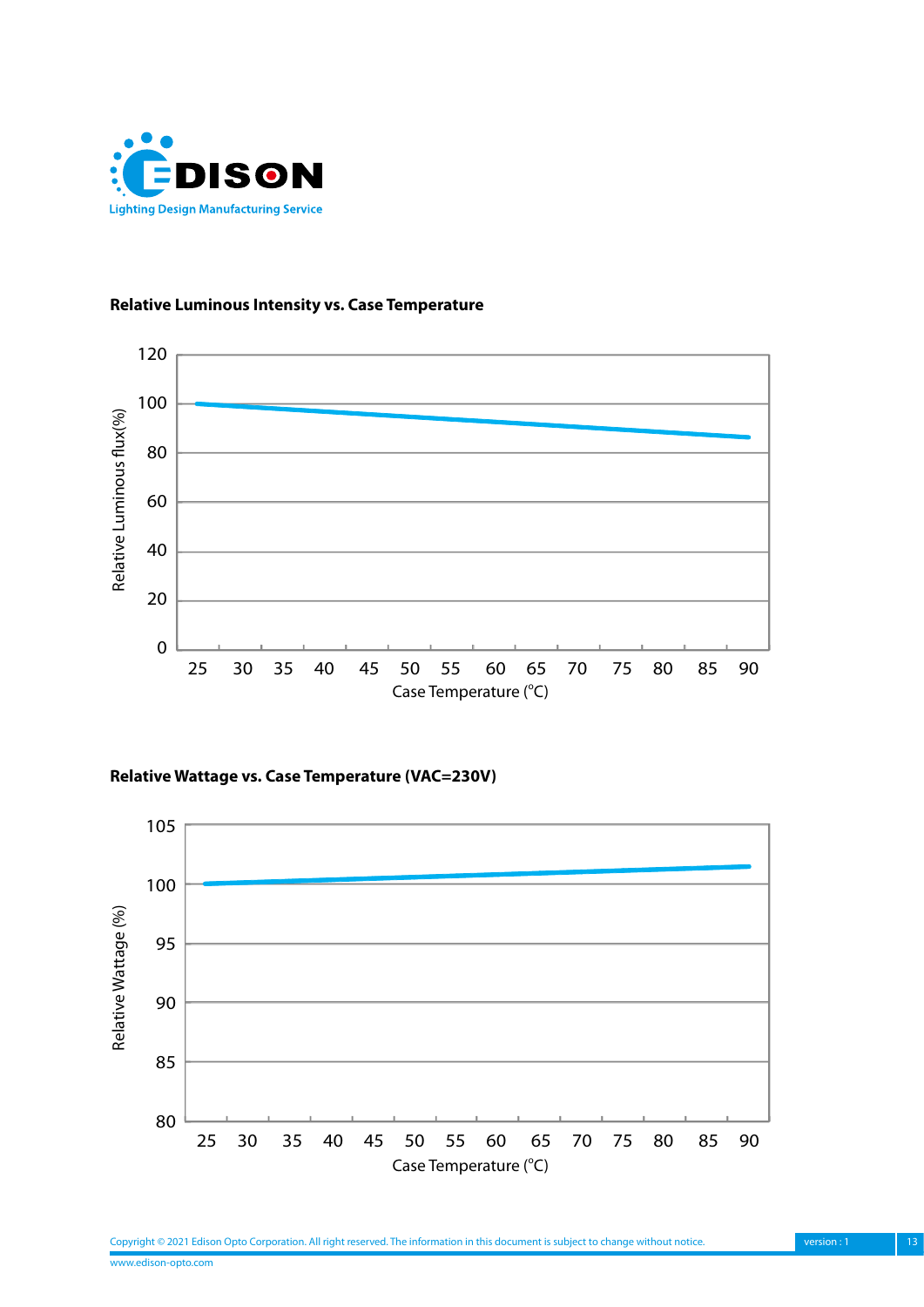### Relative Luminous Intensity vs. Case Temperature

### Relative Wattage vs. Case Temperature (VAC=230V)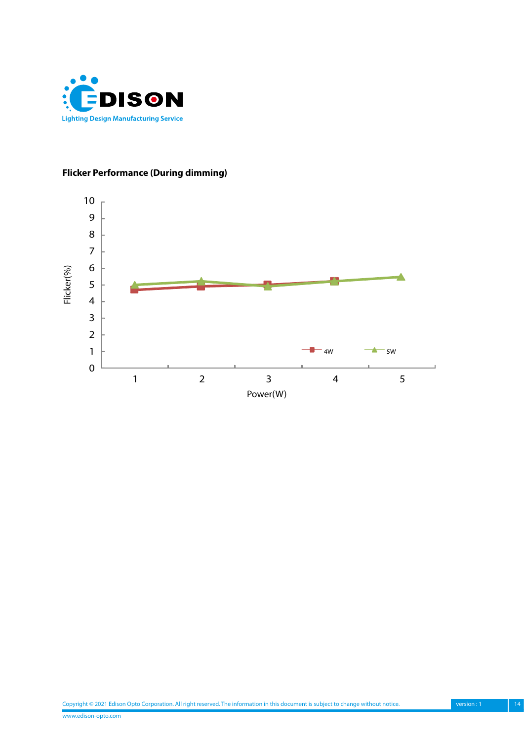**Flicker Performance (During dimming)**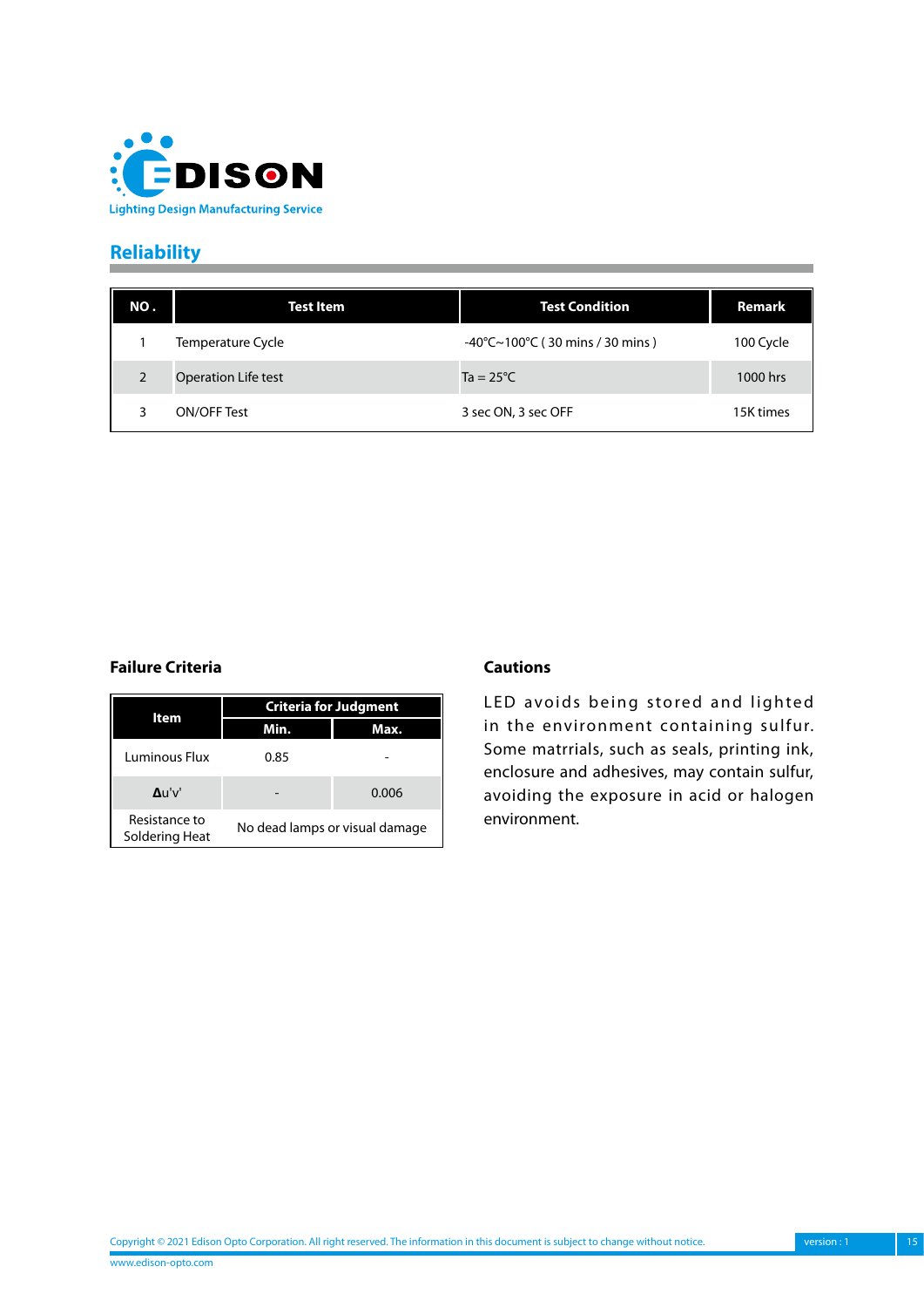## Reliability

| NO . | Test Item | Test Condition | Remark |
|---|---|---|---|
| 1 | Temperature Cycle | -40°C~100°C ( 30 mins / 30 mins ) | 100 Cycle |
| 2 | Operation Life test | Ta = 25°C | 1000 hrs |
| 3 | ON/OFF Test | 3 sec ON, 3 sec OFF | 15K times |

### Failure Criteria

| Item | Criteria for Judgment | |
|---|---|---|
| | Min. | Max. |
| Luminous Flux | 0.85 | - |
| Δu'v' | - | 0.006 |
| Resistance to Soldering Heat | No dead lamps or visual damage | |

### Cautions

LED avoids being stored and lighted in the environment containing sulfur. Some matrrials, such as seals, printing ink, enclosure and adhesives, may contain sulfur, avoiding the exposure in acid or halogen environment.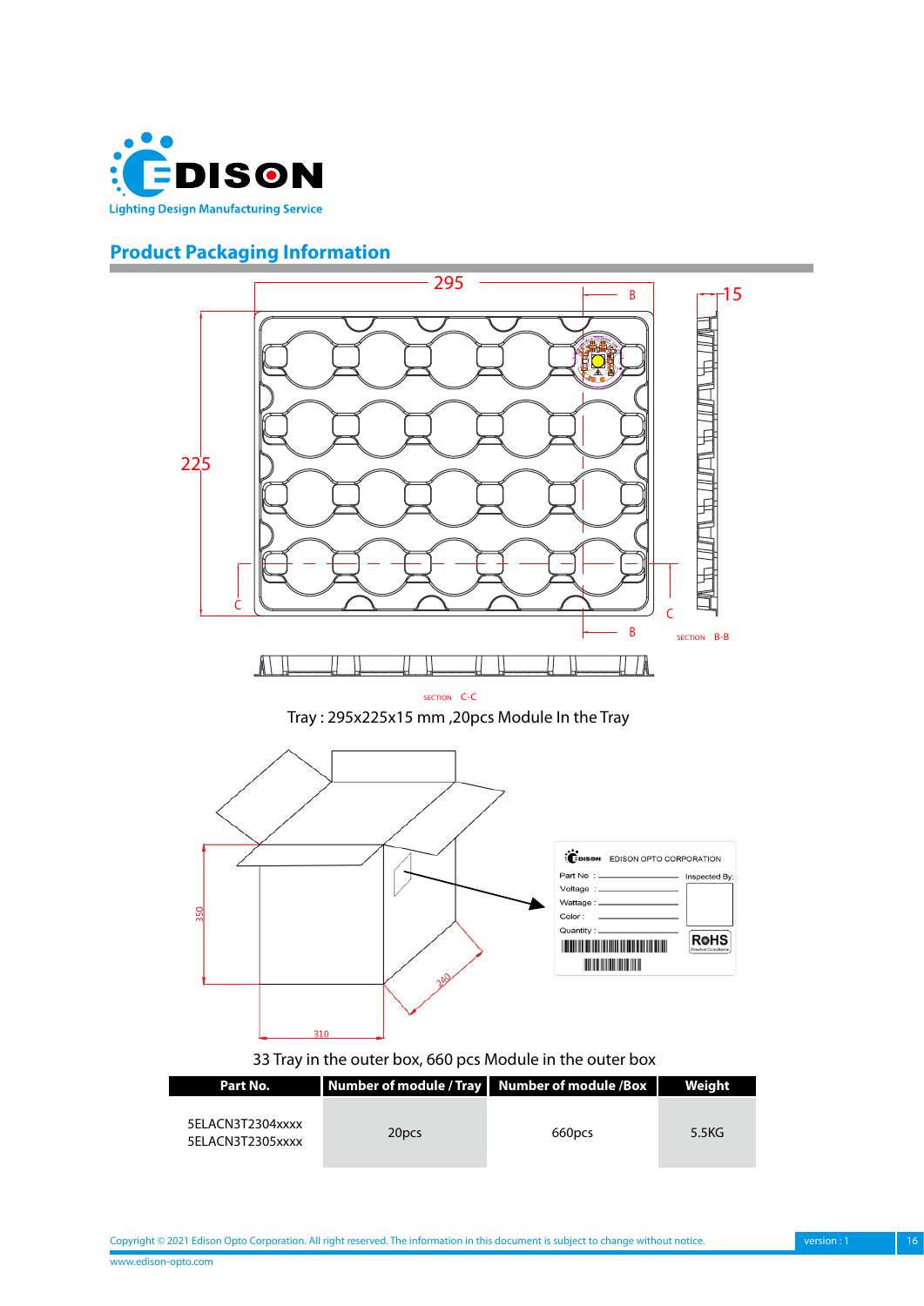## Product Packaging Information

Tray : 295x225x15 mm ,20pcs Module In the Tray

33 Tray in the outer box, 660 pcs Module in the outer box

| Part No. | Number of module / Tray | Number of module /Box | Weight |
|---|---|---|---|
| 5ELACN3T2304xxxx<br>5ELACN3T2305xxxx | 20pcs | 660pcs | 5.5KG |

Copyright © 2021 Edison Opto Corporation. All right reserved. The information in this document is subject to change without notice.

www.edison-opto.com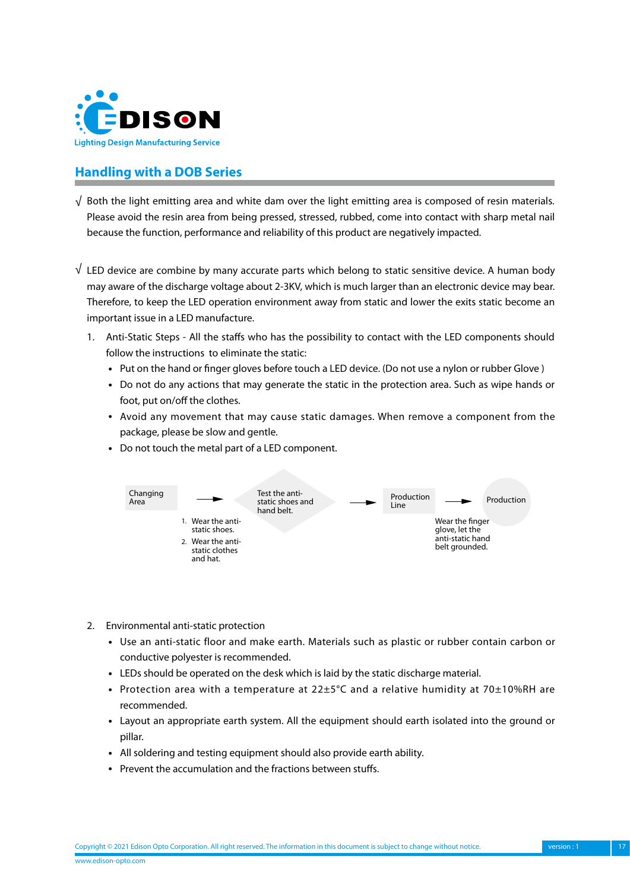## Handling with a DOB Series

√ Both the light emitting area and white dam over the light emitting area is composed of resin materials. Please avoid the resin area from being pressed, stressed, rubbed, come into contact with sharp metal nail because the function, performance and reliability of this product are negatively impacted.

√ LED device are combine by many accurate parts which belong to static sensitive device. A human body may aware of the discharge voltage about 2-3KV, which is much larger than an electronic device may bear. Therefore, to keep the LED operation environment away from static and lower the exits static become an important issue in a LED manufacture.

1. Anti-Static Steps - All the staffs who has the possibility to contact with the LED components should follow the instructions to eliminate the static:
   - Put on the hand or finger gloves before touch a LED device. (Do not use a nylon or rubber Glove )
   - Do not do any actions that may generate the static in the protection area. Such as wipe hands or foot, put on/off the clothes.
   - Avoid any movement that may cause static damages. When remove a component from the package, please be slow and gentle.
   - Do not touch the metal part of a LED component.

Changing Area → Test the anti-static shoes and hand belt. → Production Line → Production

1. Wear the anti-static shoes.
2. Wear the anti-static clothes and hat.

Wear the finger glove, let the anti-static hand belt grounded.

2. Environmental anti-static protection
   - Use an anti-static floor and make earth. Materials such as plastic or rubber contain carbon or conductive polyester is recommended.
   - LEDs should be operated on the desk which is laid by the static discharge material.
   - Protection area with a temperature at 22±5°C and a relative humidity at 70±10%RH are recommended.
   - Layout an appropriate earth system. All the equipment should earth isolated into the ground or pillar.
   - All soldering and testing equipment should also provide earth ability.
   - Prevent the accumulation and the fractions between stuffs.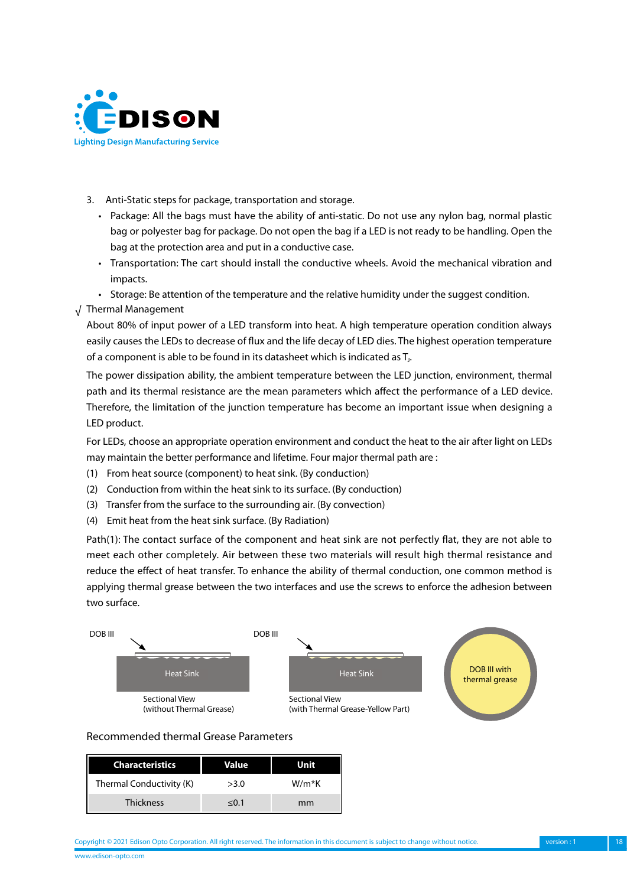3. Anti-Static steps for package, transportation and storage.
   - Package: All the bags must have the ability of anti-static. Do not use any nylon bag, normal plastic bag or polyester bag for package. Do not open the bag if a LED is not ready to be handling. Open the bag at the protection area and put in a conductive case.
   - Transportation: The cart should install the conductive wheels. Avoid the mechanical vibration and impacts.
   - Storage: Be attention of the temperature and the relative humidity under the suggest condition.

√ Thermal Management

About 80% of input power of a LED transform into heat. A high temperature operation condition always easily causes the LEDs to decrease of flux and the life decay of LED dies. The highest operation temperature of a component is able to be found in its datasheet which is indicated as $T_J$.

The power dissipation ability, the ambient temperature between the LED junction, environment, thermal path and its thermal resistance are the mean parameters which affect the performance of a LED device. Therefore, the limitation of the junction temperature has become an important issue when designing a LED product.

For LEDs, choose an appropriate operation environment and conduct the heat to the air after light on LEDs may maintain the better performance and lifetime. Four major thermal path are :

(1) From heat source (component) to heat sink. (By conduction)
(2) Conduction from within the heat sink to its surface. (By conduction)
(3) Transfer from the surface to the surrounding air. (By convection)
(4) Emit heat from the heat sink surface. (By Radiation)

Path(1): The contact surface of the component and heat sink are not perfectly flat, they are not able to meet each other completely. Air between these two materials will result high thermal resistance and reduce the effect of heat transfer. To enhance the ability of thermal conduction, one common method is applying thermal grease between the two interfaces and use the screws to enforce the adhesion between two surface.

DOB III — Heat Sink — Sectional View (without Thermal Grease)

DOB III — Heat Sink — Sectional View (with Thermal Grease-Yellow Part)

DOB III with thermal grease

Recommended thermal Grease Parameters

| Characteristics | Value | Unit |
|---|---|---|
| Thermal Conductivity (K) | >3.0 | W/m*K |
| Thickness | ≤0.1 | mm |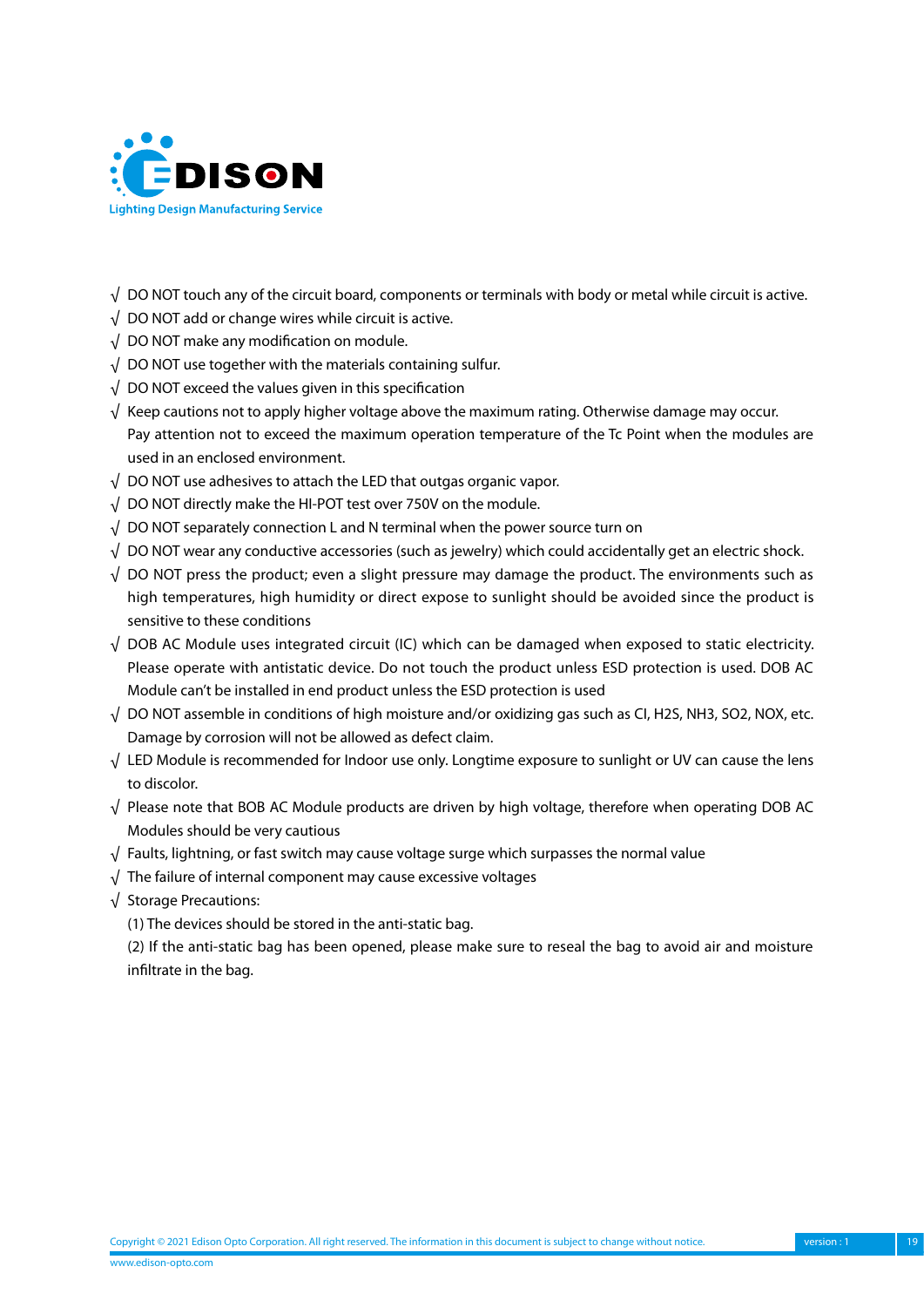- √ DO NOT touch any of the circuit board, components or terminals with body or metal while circuit is active.
- √ DO NOT add or change wires while circuit is active.
- √ DO NOT make any modification on module.
- √ DO NOT use together with the materials containing sulfur.
- √ DO NOT exceed the values given in this specification
- √ Keep cautions not to apply higher voltage above the maximum rating. Otherwise damage may occur. Pay attention not to exceed the maximum operation temperature of the Tc Point when the modules are used in an enclosed environment.
- √ DO NOT use adhesives to attach the LED that outgas organic vapor.
- √ DO NOT directly make the HI-POT test over 750V on the module.
- √ DO NOT separately connection L and N terminal when the power source turn on
- √ DO NOT wear any conductive accessories (such as jewelry) which could accidentally get an electric shock.
- √ DO NOT press the product; even a slight pressure may damage the product. The environments such as high temperatures, high humidity or direct expose to sunlight should be avoided since the product is sensitive to these conditions
- √ DOB AC Module uses integrated circuit (IC) which can be damaged when exposed to static electricity. Please operate with antistatic device. Do not touch the product unless ESD protection is used. DOB AC Module can't be installed in end product unless the ESD protection is used
- √ DO NOT assemble in conditions of high moisture and/or oxidizing gas such as Cl, H2S, NH3, SO2, NOX, etc. Damage by corrosion will not be allowed as defect claim.
- √ LED Module is recommended for Indoor use only. Longtime exposure to sunlight or UV can cause the lens to discolor.
- √ Please note that BOB AC Module products are driven by high voltage, therefore when operating DOB AC Modules should be very cautious
- √ Faults, lightning, or fast switch may cause voltage surge which surpasses the normal value
- √ The failure of internal component may cause excessive voltages
- √ Storage Precautions:

  (1) The devices should be stored in the anti-static bag.

  (2) If the anti-static bag has been opened, please make sure to reseal the bag to avoid air and moisture infiltrate in the bag.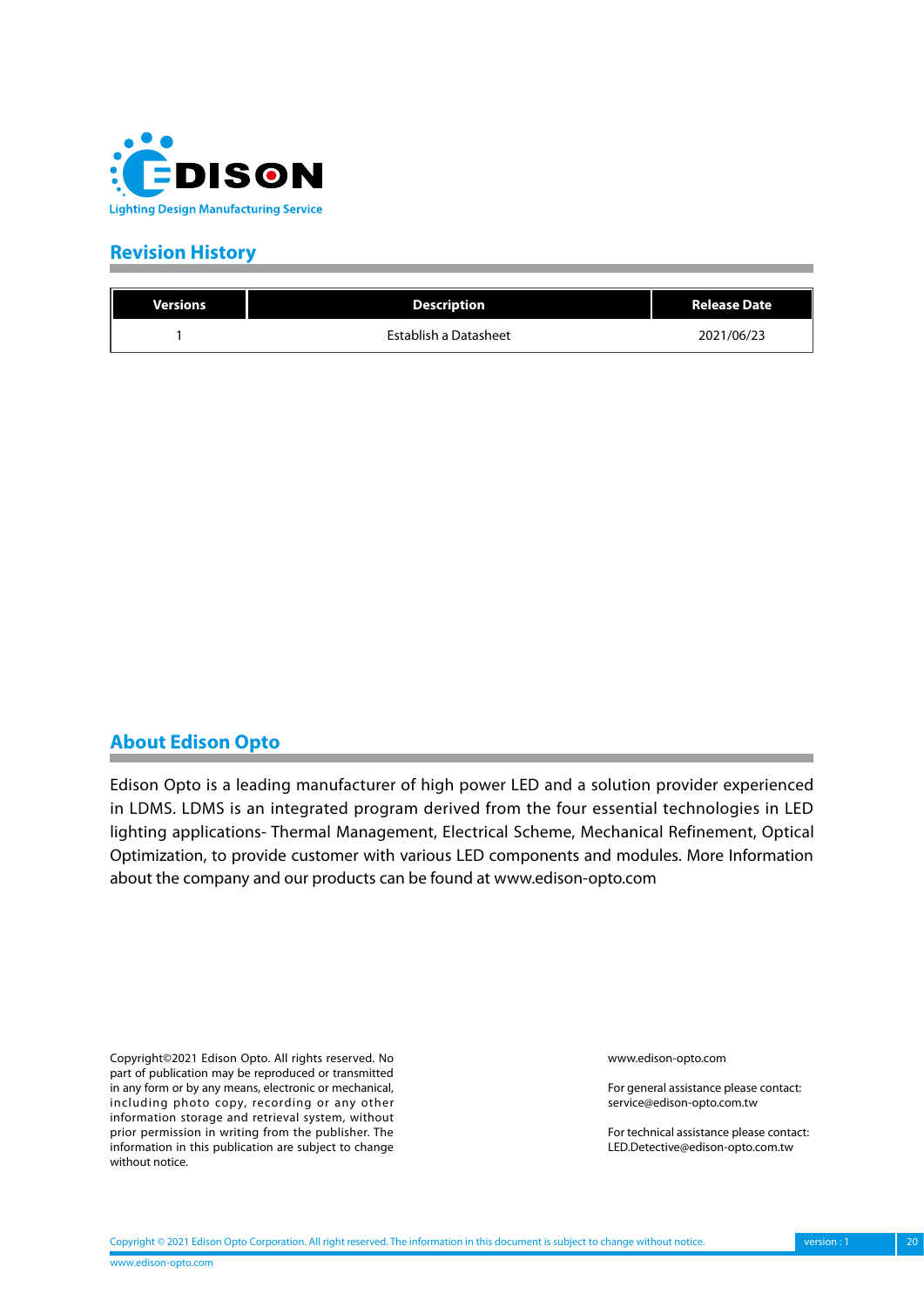EDISON
Lighting Design Manufacturing Service

## Revision History

| Versions | Description | Release Date |
|---|---|---|
| 1 | Establish a Datasheet | 2021/06/23 |

## About Edison Opto

Edison Opto is a leading manufacturer of high power LED and a solution provider experienced in LDMS. LDMS is an integrated program derived from the four essential technologies in LED lighting applications- Thermal Management, Electrical Scheme, Mechanical Refinement, Optical Optimization, to provide customer with various LED components and modules. More Information about the company and our products can be found at www.edison-opto.com

Copyright©2021 Edison Opto. All rights reserved. No part of publication may be reproduced or transmitted in any form or by any means, electronic or mechanical, including photo copy, recording or any other information storage and retrieval system, without prior permission in writing from the publisher. The information in this publication are subject to change without notice.

www.edison-opto.com

For general assistance please contact:
service@edison-opto.com.tw

For technical assistance please contact:
LED.Detective@edison-opto.com.tw